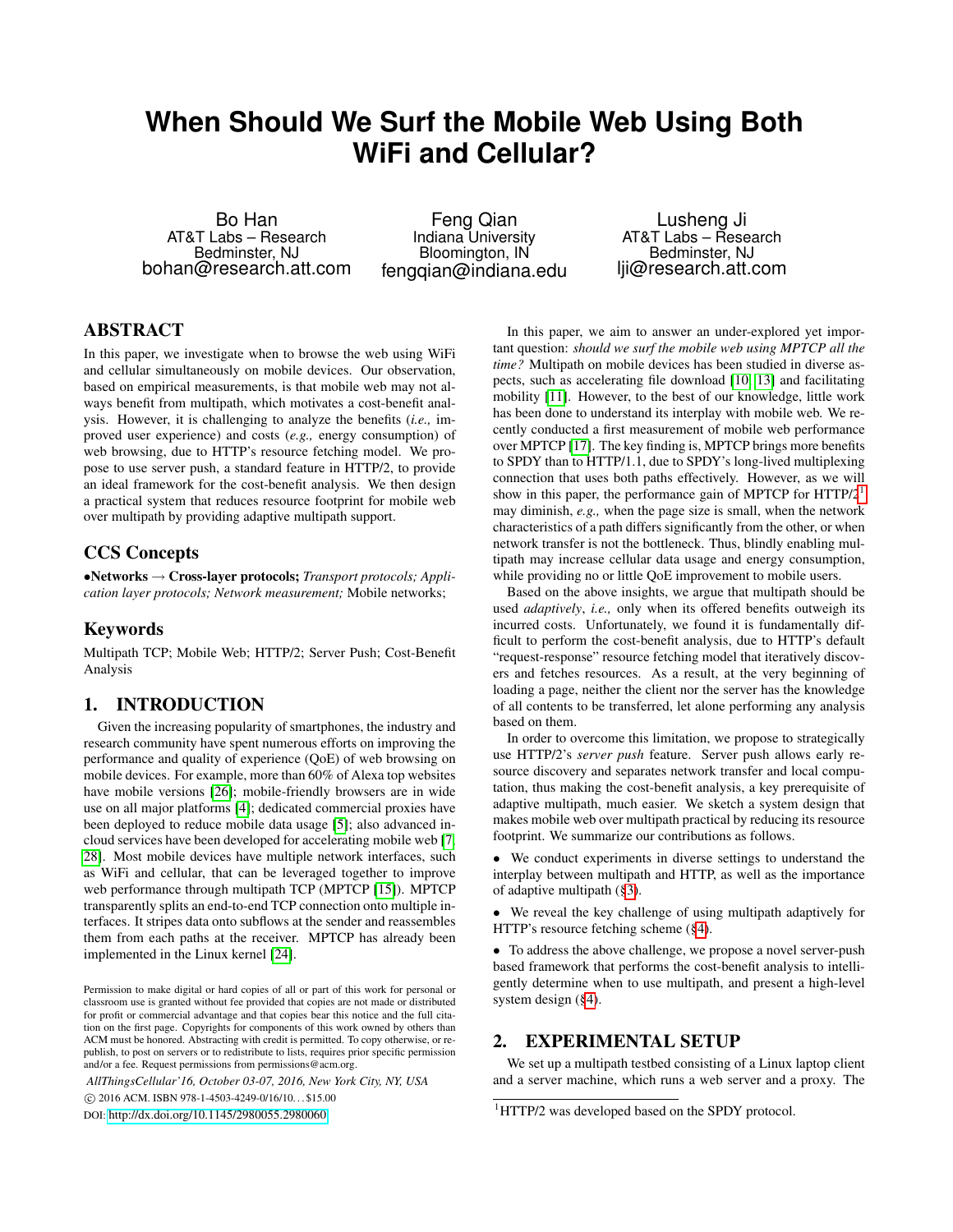# When Should We Surf the Mobile Web Using Both WiFi and Cellular?

Bo Han
AT&T Labs – Research
Bedminster, NJ
bohan@research.att.com

Feng Qian
Indiana University
Bloomington, IN
fengqian@indiana.edu

Lusheng Ji
AT&T Labs – Research
Bedminster, NJ
lji@research.att.com

## ABSTRACT

In this paper, we investigate when to browse the web using WiFi and cellular simultaneously on mobile devices. Our observation, based on empirical measurements, is that mobile web may not always benefit from multipath, which motivates a cost-benefit analysis. However, it is challenging to analyze the benefits (*i.e.,* improved user experience) and costs (*e.g.,* energy consumption) of web browsing, due to HTTP's resource fetching model. We propose to use server push, a standard feature in HTTP/2, to provide an ideal framework for the cost-benefit analysis. We then design a practical system that reduces resource footprint for mobile web over multipath by providing adaptive multipath support.

## CCS Concepts

•**Networks** → **Cross-layer protocols;** *Transport protocols; Application layer protocols; Network measurement;* Mobile networks;

## Keywords

Multipath TCP; Mobile Web; HTTP/2; Server Push; Cost-Benefit Analysis

## 1. INTRODUCTION

Given the increasing popularity of smartphones, the industry and research community have spent numerous efforts on improving the performance and quality of experience (QoE) of web browsing on mobile devices. For example, more than 60% of Alexa top websites have mobile versions [26]; mobile-friendly browsers are in wide use on all major platforms [4]; dedicated commercial proxies have been deployed to reduce mobile data usage [5]; also advanced in-cloud services have been developed for accelerating mobile web [7, 28]. Most mobile devices have multiple network interfaces, such as WiFi and cellular, that can be leveraged together to improve web performance through multipath TCP (MPTCP [15]). MPTCP transparently splits an end-to-end TCP connection onto multiple interfaces. It stripes data onto subflows at the sender and reassembles them from each paths at the receiver. MPTCP has already been implemented in the Linux kernel [24].

Permission to make digital or hard copies of all or part of this work for personal or classroom use is granted without fee provided that copies are not made or distributed for profit or commercial advantage and that copies bear this notice and the full citation on the first page. Copyrights for components of this work owned by others than ACM must be honored. Abstracting with credit is permitted. To copy otherwise, or republish, to post on servers or to redistribute to lists, requires prior specific permission and/or a fee. Request permissions from permissions@acm.org.

*AllThingsCellular'16, October 03-07, 2016, New York City, NY, USA*
© 2016 ACM. ISBN 978-1-4503-4249-0/16/10...$15.00
DOI: http://dx.doi.org/10.1145/2980055.2980060

In this paper, we aim to answer an under-explored yet important question: *should we surf the mobile web using MPTCP all the time?* Multipath on mobile devices has been studied in diverse aspects, such as accelerating file download [10, 13] and facilitating mobility [11]. However, to the best of our knowledge, little work has been done to understand its interplay with mobile web. We recently conducted a first measurement of mobile web performance over MPTCP [17]. The key finding is, MPTCP brings more benefits to SPDY than to HTTP/1.1, due to SPDY's long-lived multiplexing connection that uses both paths effectively. However, as we will show in this paper, the performance gain of MPTCP for HTTP/2[1] may diminish, *e.g.,* when the page size is small, when the network characteristics of a path differs significantly from the other, or when network transfer is not the bottleneck. Thus, blindly enabling multipath may increase cellular data usage and energy consumption, while providing no or little QoE improvement to mobile users.

Based on the above insights, we argue that multipath should be used *adaptively*, *i.e.,* only when its offered benefits outweigh its incurred costs. Unfortunately, we found it is fundamentally difficult to perform the cost-benefit analysis, due to HTTP's default "request-response" resource fetching model that iteratively discovers and fetches resources. As a result, at the very beginning of loading a page, neither the client nor the server has the knowledge of all contents to be transferred, let alone performing any analysis based on them.

In order to overcome this limitation, we propose to strategically use HTTP/2's *server push* feature. Server push allows early resource discovery and separates network transfer and local computation, thus making the cost-benefit analysis, a key prerequisite of adaptive multipath, much easier. We sketch a system design that makes mobile web over multipath practical by reducing its resource footprint. We summarize our contributions as follows.

- We conduct experiments in diverse settings to understand the interplay between multipath and HTTP, as well as the importance of adaptive multipath (§3).
- We reveal the key challenge of using multipath adaptively for HTTP's resource fetching scheme (§4).
- To address the above challenge, we propose a novel server-push based framework that performs the cost-benefit analysis to intelligently determine when to use multipath, and present a high-level system design (§4).

## 2. EXPERIMENTAL SETUP

We set up a multipath testbed consisting of a Linux laptop client and a server machine, which runs a web server and a proxy. The

[1] HTTP/2 was developed based on the SPDY protocol.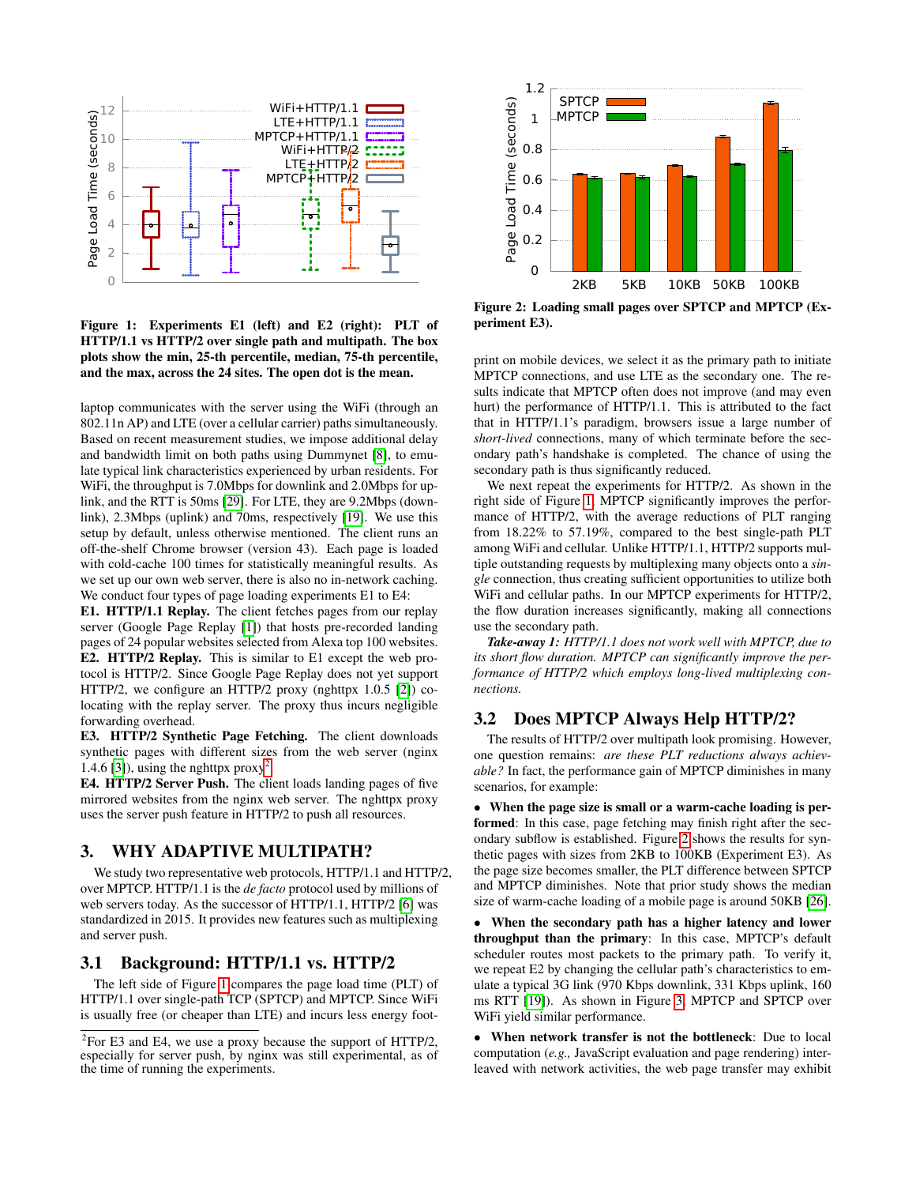Figure 1: Experiments E1 (left) and E2 (right): PLT of HTTP/1.1 vs HTTP/2 over single path and multipath. The box plots show the min, 25-th percentile, median, 75-th percentile, and the max, across the 24 sites. The open dot is the mean.

Figure 2: Loading small pages over SPTCP and MPTCP (Experiment E3).

laptop communicates with the server using the WiFi (through an 802.11n AP) and LTE (over a cellular carrier) paths simultaneously. Based on recent measurement studies, we impose additional delay and bandwidth limit on both paths using Dummynet [8], to emulate typical link characteristics experienced by urban residents. For WiFi, the throughput is 7.0Mbps for downlink and 2.0Mbps for uplink, and the RTT is 50ms [29]. For LTE, they are 9.2Mbps (downlink), 2.3Mbps (uplink) and 70ms, respectively [19]. We use this setup by default, unless otherwise mentioned. The client runs an off-the-shelf Chrome browser (version 43). Each page is loaded with cold-cache 100 times for statistically meaningful results. As we set up our own web server, there is also no in-network caching. We conduct four types of page loading experiments E1 to E4:

**E1. HTTP/1.1 Replay.** The client fetches pages from our replay server (Google Page Replay [1]) that hosts pre-recorded landing pages of 24 popular websites selected from Alexa top 100 websites.

**E2. HTTP/2 Replay.** This is similar to E1 except the web protocol is HTTP/2. Since Google Page Replay does not yet support HTTP/2, we configure an HTTP/2 proxy (nghttpx 1.0.5 [2]) co-locating with the replay server. The proxy thus incurs negligible forwarding overhead.

**E3. HTTP/2 Synthetic Page Fetching.** The client downloads synthetic pages with different sizes from the web server (nginx 1.4.6 [3]), using the nghttpx proxy[2].

**E4. HTTP/2 Server Push.** The client loads landing pages of five mirrored websites from the nginx web server. The nghttpx proxy uses the server push feature in HTTP/2 to push all resources.

## 3. WHY ADAPTIVE MULTIPATH?

We study two representative web protocols, HTTP/1.1 and HTTP/2, over MPTCP. HTTP/1.1 is the *de facto* protocol used by millions of web servers today. As the successor of HTTP/1.1, HTTP/2 [6] was standardized in 2015. It provides new features such as multiplexing and server push.

### 3.1 Background: HTTP/1.1 vs. HTTP/2

The left side of Figure 1 compares the page load time (PLT) of HTTP/1.1 over single-path TCP (SPTCP) and MPTCP. Since WiFi is usually free (or cheaper than LTE) and incurs less energy footprint on mobile devices, we select it as the primary path to initiate MPTCP connections, and use LTE as the secondary one. The results indicate that MPTCP often does not improve (and may even hurt) the performance of HTTP/1.1. This is attributed to the fact that in HTTP/1.1's paradigm, browsers issue a large number of *short-lived* connections, many of which terminate before the secondary path's handshake is completed. The chance of using the secondary path is thus significantly reduced.

We next repeat the experiments for HTTP/2. As shown in the right side of Figure 1, MPTCP significantly improves the performance of HTTP/2, with the average reductions of PLT ranging from 18.22% to 57.19%, compared to the best single-path PLT among WiFi and cellular. Unlike HTTP/1.1, HTTP/2 supports multiple outstanding requests by multiplexing many objects onto a *single* connection, thus creating sufficient opportunities to utilize both WiFi and cellular paths. In our MPTCP experiments for HTTP/2, the flow duration increases significantly, making all connections use the secondary path.

***Take-away 1:*** *HTTP/1.1 does not work well with MPTCP, due to its short flow duration. MPTCP can significantly improve the performance of HTTP/2 which employs long-lived multiplexing connections.*

### 3.2 Does MPTCP Always Help HTTP/2?

The results of HTTP/2 over multipath look promising. However, one question remains: *are these PLT reductions always achievable?* In fact, the performance gain of MPTCP diminishes in many scenarios, for example:

- **When the page size is small or a warm-cache loading is performed**: In this case, page fetching may finish right after the secondary subflow is established. Figure 2 shows the results for synthetic pages with sizes from 2KB to 100KB (Experiment E3). As the page size becomes smaller, the PLT difference between SPTCP and MPTCP diminishes. Note that prior study shows the median size of warm-cache loading of a mobile page is around 50KB [26].
- **When the secondary path has a higher latency and lower throughput than the primary**: In this case, MPTCP's default scheduler routes most packets to the primary path. To verify it, we repeat E2 by changing the cellular path's characteristics to emulate a typical 3G link (970 Kbps downlink, 331 Kbps uplink, 160 ms RTT [19]). As shown in Figure 3, MPTCP and SPTCP over WiFi yield similar performance.
- **When network transfer is not the bottleneck**: Due to local computation (*e.g.,* JavaScript evaluation and page rendering) interleaved with network activities, the web page transfer may exhibit

[2]For E3 and E4, we use a proxy because the support of HTTP/2, especially for server push, by nginx was still experimental, as of the time of running the experiments.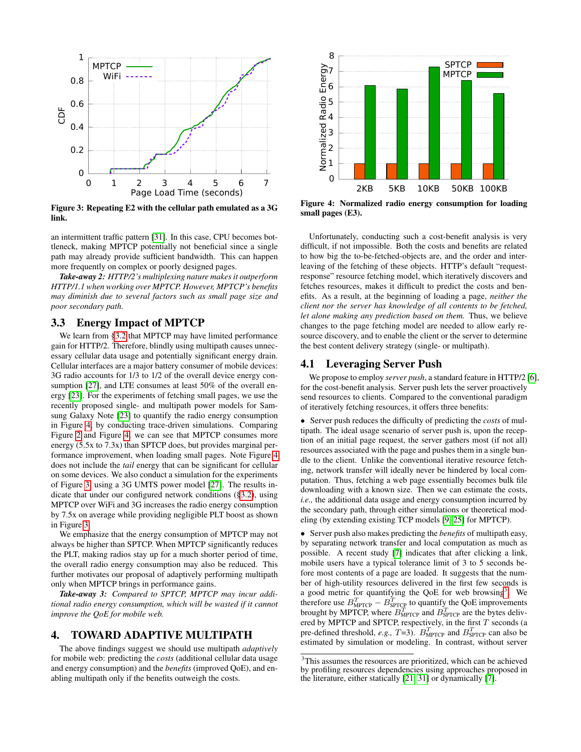Figure 3: Repeating E2 with the cellular path emulated as a 3G link.

Figure 4: Normalized radio energy consumption for loading small pages (E3).

an intermittent traffic pattern [31]. In this case, CPU becomes bottleneck, making MPTCP potentially not beneficial since a single path may already provide sufficient bandwidth. This can happen more frequently on complex or poorly designed pages.

***Take-away 2:*** *HTTP/2's multiplexing nature makes it outperform HTTP/1.1 when working over MPTCP. However, MPTCP's benefits may diminish due to several factors such as small page size and poor secondary path.*

## 3.3 Energy Impact of MPTCP

We learn from §3.2 that MPTCP may have limited performance gain for HTTP/2. Therefore, blindly using multipath causes unnecessary cellular data usage and potentially significant energy drain. Cellular interfaces are a major battery consumer of mobile devices: 3G radio accounts for 1/3 to 1/2 of the overall device energy consumption [27], and LTE consumes at least 50% of the overall energy [23]. For the experiments of fetching small pages, we use the recently proposed single- and multipath power models for Samsung Galaxy Note [23] to quantify the radio energy consumption in Figure 4, by conducting trace-driven simulations. Comparing Figure 2 and Figure 4, we can see that MPTCP consumes more energy (5.5x to 7.3x) than SPTCP does, but provides marginal performance improvement, when loading small pages. Note Figure 4 does not include the *tail* energy that can be significant for cellular on some devices. We also conduct a simulation for the experiments of Figure 3, using a 3G UMTS power model [27]. The results indicate that under our configured network conditions (§3.2), using MPTCP over WiFi and 3G increases the radio energy consumption by 7.5x on average while providing negligible PLT boost as shown in Figure 3.

We emphasize that the energy consumption of MPTCP may not always be higher than SPTCP. When MPTCP significantly reduces the PLT, making radios stay up for a much shorter period of time, the overall radio energy consumption may also be reduced. This further motivates our proposal of adaptively performing multipath only when MPTCP brings in performance gains.

***Take-away 3:*** *Compared to SPTCP, MPTCP may incur additional radio energy consumption, which will be wasted if it cannot improve the QoE for mobile web.*

# 4. TOWARD ADAPTIVE MULTIPATH

The above findings suggest we should use multipath *adaptively* for mobile web: predicting the *costs* (additional cellular data usage and energy consumption) and the *benefits* (improved QoE), and enabling multipath only if the benefits outweigh the costs.

Unfortunately, conducting such a cost-benefit analysis is very difficult, if not impossible. Both the costs and benefits are related to how big the to-be-fetched-objects are, and the order and interleaving of the fetching of these objects. HTTP's default "request-response" resource fetching model, which iteratively discovers and fetches resources, makes it difficult to predict the costs and benefits. As a result, at the beginning of loading a page, *neither the client nor the server has knowledge of all contents to be fetched, let alone making any prediction based on them.* Thus, we believe changes to the page fetching model are needed to allow early resource discovery, and to enable the client or the server to determine the best content delivery strategy (single- or multipath).

## 4.1 Leveraging Server Push

We propose to employ *server push*, a standard feature in HTTP/2 [6], for the cost-benefit analysis. Server push lets the server proactively send resources to clients. Compared to the conventional paradigm of iteratively fetching resources, it offers three benefits:

- Server push reduces the difficulty of predicting the *costs* of multipath. The ideal usage scenario of server push is, upon the reception of an initial page request, the server gathers most (if not all) resources associated with the page and pushes them in a single bundle to the client. Unlike the conventional iterative resource fetching, network transfer will ideally never be hindered by local computation. Thus, fetching a web page essentially becomes bulk file downloading with a known size. Then we can estimate the costs, *i.e.,* the additional data usage and energy consumption incurred by the secondary path, through either simulations or theoretical modeling (by extending existing TCP models [9, 25] for MPTCP).
- Server push also makes predicting the *benefits* of multipath easy, by separating network transfer and local computation as much as possible. A recent study [7] indicates that after clicking a link, mobile users have a typical tolerance limit of 3 to 5 seconds before most contents of a page are loaded. It suggests that the number of high-utility resources delivered in the first few seconds is a good metric for quantifying the QoE for web browsing[3]. We therefore use $B^T_{\text{MPTCP}} - B^T_{\text{SPTCP}}$ to quantify the QoE improvements brought by MPTCP, where $B^T_{\text{MPTCP}}$ and $B^T_{\text{SPTCP}}$ are the bytes delivered by MPTCP and SPTCP, respectively, in the first $T$ seconds (a pre-defined threshold, *e.g.,* $T$=3). $B^T_{\text{MPTCP}}$ and $B^T_{\text{SPTCP}}$ can also be estimated by simulation or modeling. In contrast, without server

[3] This assumes the resources are prioritized, which can be achieved by profiling resources dependencies using approaches proposed in the literature, either statically [21, 31] or dynamically [7].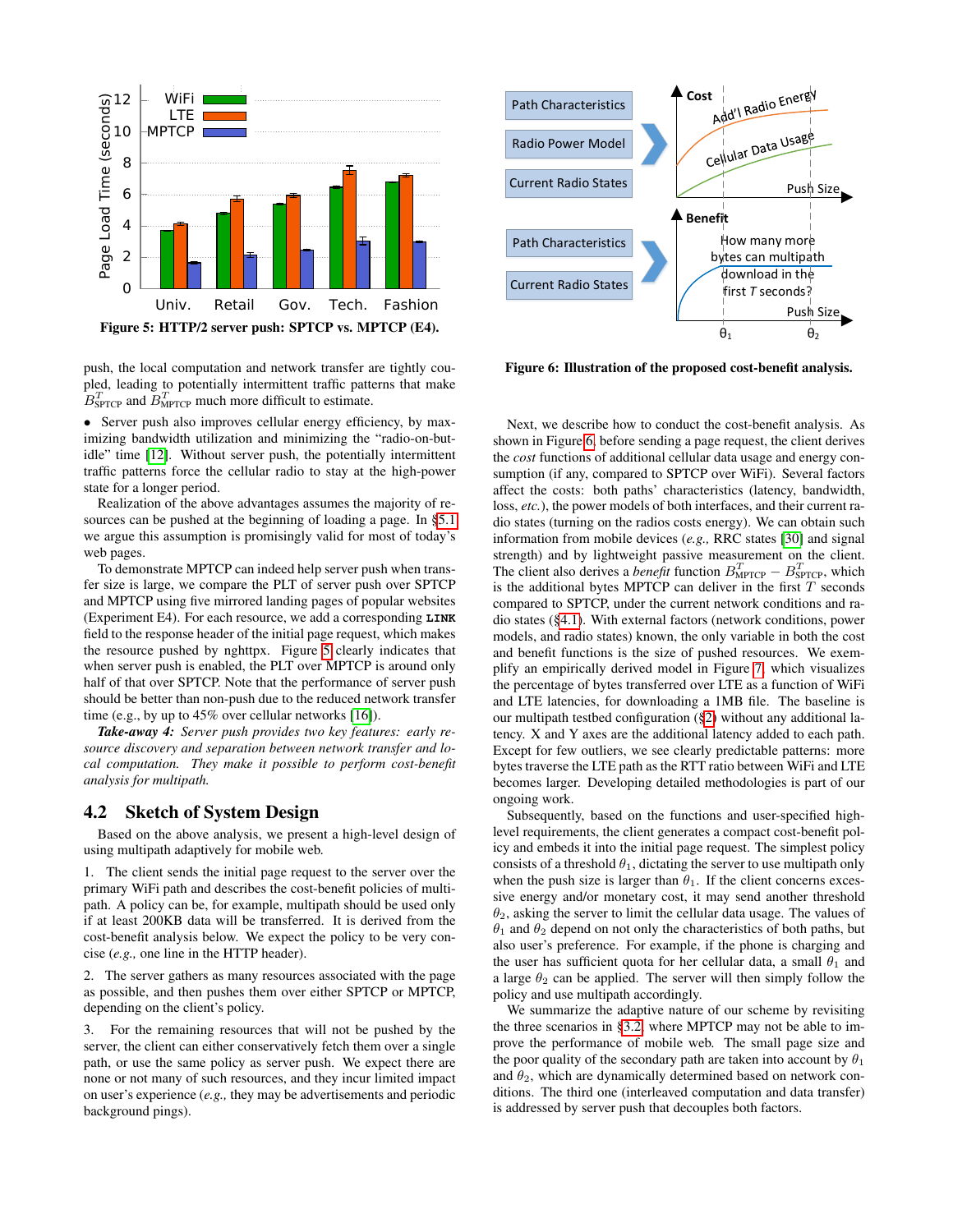Figure 5: HTTP/2 server push: SPTCP vs. MPTCP (E4).

Figure 6: Illustration of the proposed cost-benefit analysis.

push, the local computation and network transfer are tightly coupled, leading to potentially intermittent traffic patterns that make $B^T_{\text{SPTCP}}$ and $B^T_{\text{MPTCP}}$ much more difficult to estimate.

- Server push also improves cellular energy efficiency, by maximizing bandwidth utilization and minimizing the "radio-on-but-idle" time [12]. Without server push, the potentially intermittent traffic patterns force the cellular radio to stay at the high-power state for a longer period.

Realization of the above advantages assumes the majority of resources can be pushed at the beginning of loading a page. In §5.1 we argue this assumption is promisingly valid for most of today's web pages.

To demonstrate MPTCP can indeed help server push when transfer size is large, we compare the PLT of server push over SPTCP and MPTCP using five mirrored landing pages of popular websites (Experiment E4). For each resource, we add a corresponding `LINK` field to the response header of the initial page request, which makes the resource pushed by nghttpx. Figure 5 clearly indicates that when server push is enabled, the PLT over MPTCP is around only half of that over SPTCP. Note that the performance of server push should be better than non-push due to the reduced network transfer time (e.g., by up to 45% over cellular networks [16]).

***Take-away 4:*** *Server push provides two key features: early resource discovery and separation between network transfer and local computation. They make it possible to perform cost-benefit analysis for multipath.*

## 4.2 Sketch of System Design

Based on the above analysis, we present a high-level design of using multipath adaptively for mobile web.

1. The client sends the initial page request to the server over the primary WiFi path and describes the cost-benefit policies of multipath. A policy can be, for example, multipath should be used only if at least 200KB data will be transferred. It is derived from the cost-benefit analysis below. We expect the policy to be very concise (*e.g.,* one line in the HTTP header).

2. The server gathers as many resources associated with the page as possible, and then pushes them over either SPTCP or MPTCP, depending on the client's policy.

3. For the remaining resources that will not be pushed by the server, the client can either conservatively fetch them over a single path, or use the same policy as server push. We expect there are none or not many of such resources, and they incur limited impact on user's experience (*e.g.,* they may be advertisements and periodic background pings).

Next, we describe how to conduct the cost-benefit analysis. As shown in Figure 6, before sending a page request, the client derives the *cost* functions of additional cellular data usage and energy consumption (if any, compared to SPTCP over WiFi). Several factors affect the costs: both paths' characteristics (latency, bandwidth, loss, *etc.*), the power models of both interfaces, and their current radio states (turning on the radios costs energy). We can obtain such information from mobile devices (*e.g.,* RRC states [30] and signal strength) and by lightweight passive measurement on the client. The client also derives a *benefit* function $B^T_{\text{MPTCP}} - B^T_{\text{SPTCP}}$, which is the additional bytes MPTCP can deliver in the first $T$ seconds compared to SPTCP, under the current network conditions and radio states (§4.1). With external factors (network conditions, power models, and radio states) known, the only variable in both the cost and benefit functions is the size of pushed resources. We exemplify an empirically derived model in Figure 7, which visualizes the percentage of bytes transferred over LTE as a function of WiFi and LTE latencies, for downloading a 1MB file. The baseline is our multipath testbed configuration (§2) without any additional latency. X and Y axes are the additional latency added to each path. Except for few outliers, we see clearly predictable patterns: more bytes traverse the LTE path as the RTT ratio between WiFi and LTE becomes larger. Developing detailed methodologies is part of our ongoing work.

Subsequently, based on the functions and user-specified high-level requirements, the client generates a compact cost-benefit policy and embeds it into the initial page request. The simplest policy consists of a threshold $\theta_1$, dictating the server to use multipath only when the push size is larger than $\theta_1$. If the client concerns excessive energy and/or monetary cost, it may send another threshold $\theta_2$, asking the server to limit the cellular data usage. The values of $\theta_1$ and $\theta_2$ depend on not only the characteristics of both paths, but also user's preference. For example, if the phone is charging and the user has sufficient quota for her cellular data, a small $\theta_1$ and a large $\theta_2$ can be applied. The server will then simply follow the policy and use multipath accordingly.

We summarize the adaptive nature of our scheme by revisiting the three scenarios in §3.2 where MPTCP may not be able to improve the performance of mobile web. The small page size and the poor quality of the secondary path are taken into account by $\theta_1$ and $\theta_2$, which are dynamically determined based on network conditions. The third one (interleaved computation and data transfer) is addressed by server push that decouples both factors.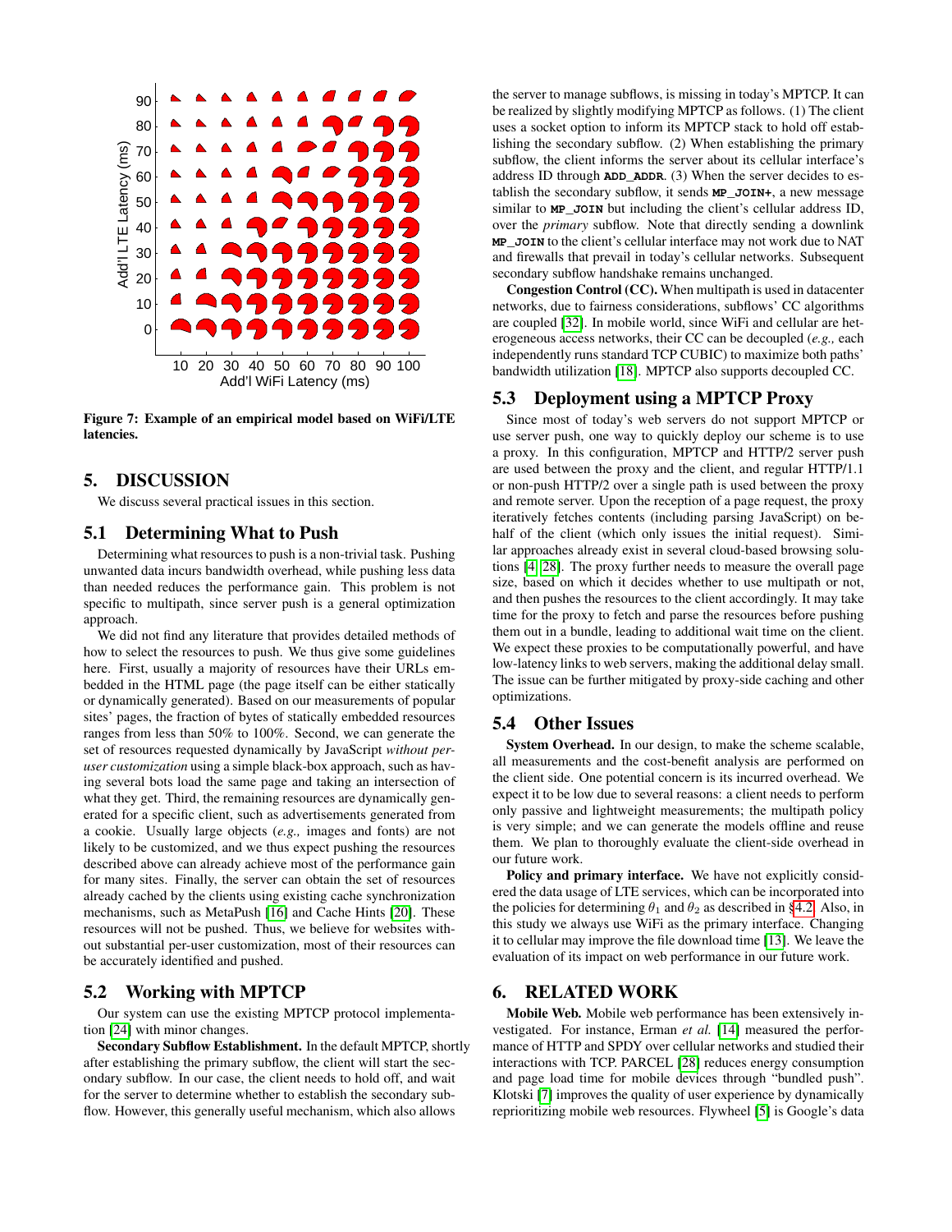Figure 7: Example of an empirical model based on WiFi/LTE latencies.

# 5. DISCUSSION

We discuss several practical issues in this section.

## 5.1 Determining What to Push

Determining what resources to push is a non-trivial task. Pushing unwanted data incurs bandwidth overhead, while pushing less data than needed reduces the performance gain. This problem is not specific to multipath, since server push is a general optimization approach.

We did not find any literature that provides detailed methods of how to select the resources to push. We thus give some guidelines here. First, usually a majority of resources have their URLs embedded in the HTML page (the page itself can be either statically or dynamically generated). Based on our measurements of popular sites' pages, the fraction of bytes of statically embedded resources ranges from less than 50% to 100%. Second, we can generate the set of resources requested dynamically by JavaScript *without per-user customization* using a simple black-box approach, such as having several bots load the same page and taking an intersection of what they get. Third, the remaining resources are dynamically generated for a specific client, such as advertisements generated from a cookie. Usually large objects (*e.g.,* images and fonts) are not likely to be customized, and we thus expect pushing the resources described above can already achieve most of the performance gain for many sites. Finally, the server can obtain the set of resources already cached by the clients using existing cache synchronization mechanisms, such as MetaPush [16] and Cache Hints [20]. These resources will not be pushed. Thus, we believe for websites without substantial per-user customization, most of their resources can be accurately identified and pushed.

## 5.2 Working with MPTCP

Our system can use the existing MPTCP protocol implementation [24] with minor changes.

**Secondary Subflow Establishment.** In the default MPTCP, shortly after establishing the primary subflow, the client will start the secondary subflow. In our case, the client needs to hold off, and wait for the server to determine whether to establish the secondary subflow. However, this generally useful mechanism, which also allows the server to manage subflows, is missing in today's MPTCP. It can be realized by slightly modifying MPTCP as follows. (1) The client uses a socket option to inform its MPTCP stack to hold off establishing the secondary subflow. (2) When establishing the primary subflow, the client informs the server about its cellular interface's address ID through **ADD_ADDR**. (3) When the server decides to establish the secondary subflow, it sends **MP_JOIN+**, a new message similar to **MP_JOIN** but including the client's cellular address ID, over the *primary* subflow. Note that directly sending a downlink **MP_JOIN** to the client's cellular interface may not work due to NAT and firewalls that prevail in today's cellular networks. Subsequent secondary subflow handshake remains unchanged.

**Congestion Control (CC).** When multipath is used in datacenter networks, due to fairness considerations, subflows' CC algorithms are coupled [32]. In mobile world, since WiFi and cellular are heterogeneous access networks, their CC can be decoupled (*e.g.,* each independently runs standard TCP CUBIC) to maximize both paths' bandwidth utilization [18]. MPTCP also supports decoupled CC.

## 5.3 Deployment using a MPTCP Proxy

Since most of today's web servers do not support MPTCP or use server push, one way to quickly deploy our scheme is to use a proxy. In this configuration, MPTCP and HTTP/2 server push are used between the proxy and the client, and regular HTTP/1.1 or non-push HTTP/2 over a single path is used between the proxy and remote server. Upon the reception of a page request, the proxy iteratively fetches contents (including parsing JavaScript) on behalf of the client (which only issues the initial request). Similar approaches already exist in several cloud-based browsing solutions [4, 28]. The proxy further needs to measure the overall page size, based on which it decides whether to use multipath or not, and then pushes the resources to the client accordingly. It may take time for the proxy to fetch and parse the resources before pushing them out in a bundle, leading to additional wait time on the client. We expect these proxies to be computationally powerful, and have low-latency links to web servers, making the additional delay small. The issue can be further mitigated by proxy-side caching and other optimizations.

## 5.4 Other Issues

**System Overhead.** In our design, to make the scheme scalable, all measurements and the cost-benefit analysis are performed on the client side. One potential concern is its incurred overhead. We expect it to be low due to several reasons: a client needs to perform only passive and lightweight measurements; the multipath policy is very simple; and we can generate the models offline and reuse them. We plan to thoroughly evaluate the client-side overhead in our future work.

**Policy and primary interface.** We have not explicitly considered the data usage of LTE services, which can be incorporated into the policies for determining $\theta_1$ and $\theta_2$ as described in §4.2. Also, in this study we always use WiFi as the primary interface. Changing it to cellular may improve the file download time [13]. We leave the evaluation of its impact on web performance in our future work.

# 6. RELATED WORK

**Mobile Web.** Mobile web performance has been extensively investigated. For instance, Erman *et al.* [14] measured the performance of HTTP and SPDY over cellular networks and studied their interactions with TCP. PARCEL [28] reduces energy consumption and page load time for mobile devices through "bundled push". Klotski [7] improves the quality of user experience by dynamically reprioritizing mobile web resources. Flywheel [5] is Google's data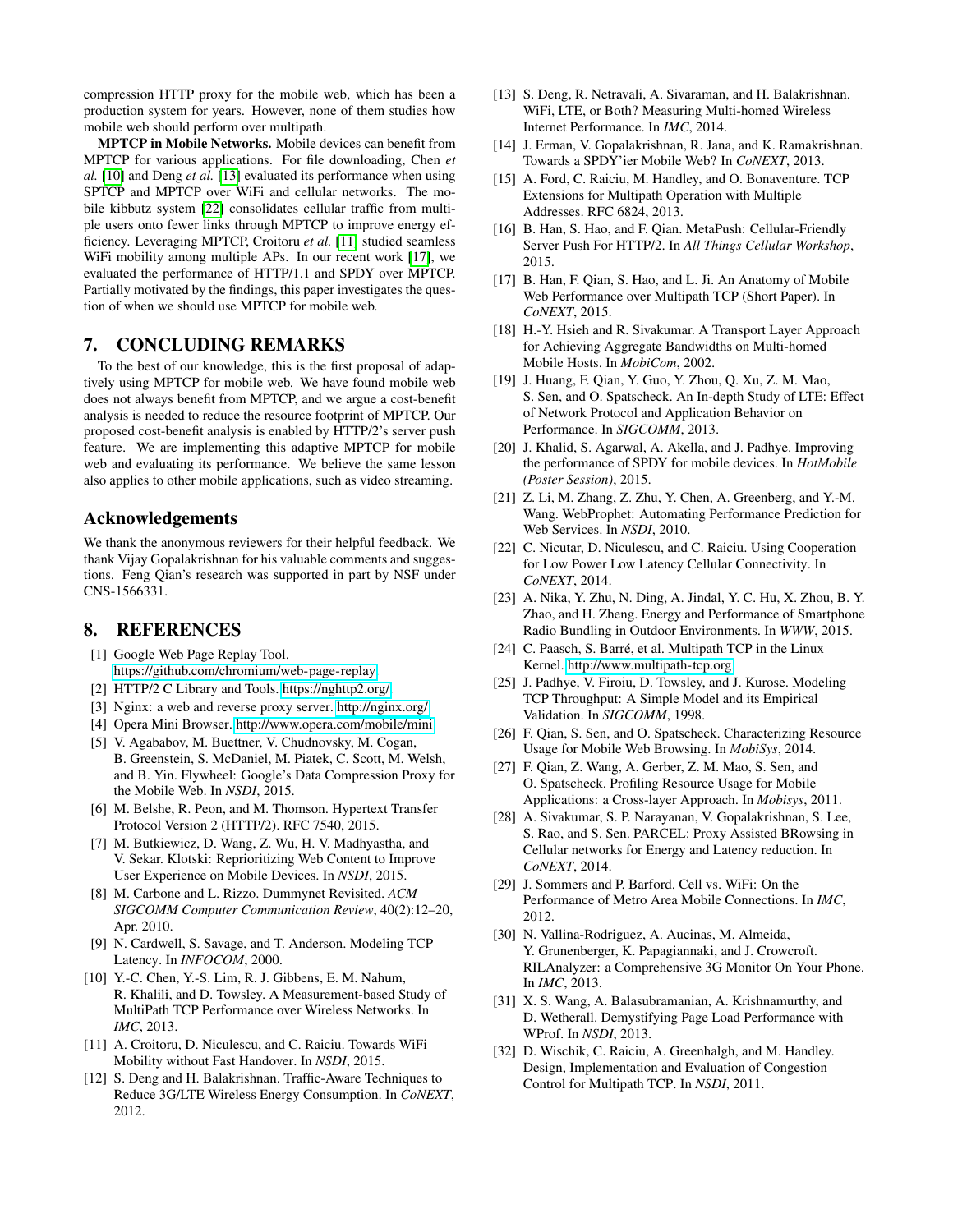compression HTTP proxy for the mobile web, which has been a production system for years. However, none of them studies how mobile web should perform over multipath.

**MPTCP in Mobile Networks.** Mobile devices can benefit from MPTCP for various applications. For file downloading, Chen *et al.* [10] and Deng *et al.* [13] evaluated its performance when using SPTCP and MPTCP over WiFi and cellular networks. The mobile kibbutz system [22] consolidates cellular traffic from multiple users onto fewer links through MPTCP to improve energy efficiency. Leveraging MPTCP, Croitoru *et al.* [11] studied seamless WiFi mobility among multiple APs. In our recent work [17], we evaluated the performance of HTTP/1.1 and SPDY over MPTCP. Partially motivated by the findings, this paper investigates the question of when we should use MPTCP for mobile web.

## 7. CONCLUDING REMARKS

To the best of our knowledge, this is the first proposal of adaptively using MPTCP for mobile web. We have found mobile web does not always benefit from MPTCP, and we argue a cost-benefit analysis is needed to reduce the resource footprint of MPTCP. Our proposed cost-benefit analysis is enabled by HTTP/2's server push feature. We are implementing this adaptive MPTCP for mobile web and evaluating its performance. We believe the same lesson also applies to other mobile applications, such as video streaming.

## Acknowledgements

We thank the anonymous reviewers for their helpful feedback. We thank Vijay Gopalakrishnan for his valuable comments and suggestions. Feng Qian's research was supported in part by NSF under CNS-1566331.

## 8. REFERENCES

[1] Google Web Page Replay Tool. https://github.com/chromium/web-page-replay.

[2] HTTP/2 C Library and Tools. https://nghttp2.org/.

[3] Nginx: a web and reverse proxy server. http://nginx.org/.

[4] Opera Mini Browser. http://www.opera.com/mobile/mini.

[5] V. Agababov, M. Buettner, V. Chudnovsky, M. Cogan, B. Greenstein, S. McDaniel, M. Piatek, C. Scott, M. Welsh, and B. Yin. Flywheel: Google's Data Compression Proxy for the Mobile Web. In *NSDI*, 2015.

[6] M. Belshe, R. Peon, and M. Thomson. Hypertext Transfer Protocol Version 2 (HTTP/2). RFC 7540, 2015.

[7] M. Butkiewicz, D. Wang, Z. Wu, H. V. Madhyastha, and V. Sekar. Klotski: Reprioritizing Web Content to Improve User Experience on Mobile Devices. In *NSDI*, 2015.

[8] M. Carbone and L. Rizzo. Dummynet Revisited. *ACM SIGCOMM Computer Communication Review*, 40(2):12–20, Apr. 2010.

[9] N. Cardwell, S. Savage, and T. Anderson. Modeling TCP Latency. In *INFOCOM*, 2000.

[10] Y.-C. Chen, Y.-S. Lim, R. J. Gibbens, E. M. Nahum, R. Khalili, and D. Towsley. A Measurement-based Study of MultiPath TCP Performance over Wireless Networks. In *IMC*, 2013.

[11] A. Croitoru, D. Niculescu, and C. Raiciu. Towards WiFi Mobility without Fast Handover. In *NSDI*, 2015.

[12] S. Deng and H. Balakrishnan. Traffic-Aware Techniques to Reduce 3G/LTE Wireless Energy Consumption. In *CoNEXT*, 2012.

[13] S. Deng, R. Netravali, A. Sivaraman, and H. Balakrishnan. WiFi, LTE, or Both? Measuring Multi-homed Wireless Internet Performance. In *IMC*, 2014.

[14] J. Erman, V. Gopalakrishnan, R. Jana, and K. Ramakrishnan. Towards a SPDY'ier Mobile Web? In *CoNEXT*, 2013.

[15] A. Ford, C. Raiciu, M. Handley, and O. Bonaventure. TCP Extensions for Multipath Operation with Multiple Addresses. RFC 6824, 2013.

[16] B. Han, S. Hao, and F. Qian. MetaPush: Cellular-Friendly Server Push For HTTP/2. In *All Things Cellular Workshop*, 2015.

[17] B. Han, F. Qian, S. Hao, and L. Ji. An Anatomy of Mobile Web Performance over Multipath TCP (Short Paper). In *CoNEXT*, 2015.

[18] H.-Y. Hsieh and R. Sivakumar. A Transport Layer Approach for Achieving Aggregate Bandwidths on Multi-homed Mobile Hosts. In *MobiCom*, 2002.

[19] J. Huang, F. Qian, Y. Guo, Y. Zhou, Q. Xu, Z. M. Mao, S. Sen, and O. Spatscheck. An In-depth Study of LTE: Effect of Network Protocol and Application Behavior on Performance. In *SIGCOMM*, 2013.

[20] J. Khalid, S. Agarwal, A. Akella, and J. Padhye. Improving the performance of SPDY for mobile devices. In *HotMobile (Poster Session)*, 2015.

[21] Z. Li, M. Zhang, Z. Zhu, Y. Chen, A. Greenberg, and Y.-M. Wang. WebProphet: Automating Performance Prediction for Web Services. In *NSDI*, 2010.

[22] C. Nicutar, D. Niculescu, and C. Raiciu. Using Cooperation for Low Power Low Latency Cellular Connectivity. In *CoNEXT*, 2014.

[23] A. Nika, Y. Zhu, N. Ding, A. Jindal, Y. C. Hu, X. Zhou, B. Y. Zhao, and H. Zheng. Energy and Performance of Smartphone Radio Bundling in Outdoor Environments. In *WWW*, 2015.

[24] C. Paasch, S. Barré, et al. Multipath TCP in the Linux Kernel. http://www.multipath-tcp.org.

[25] J. Padhye, V. Firoiu, D. Towsley, and J. Kurose. Modeling TCP Throughput: A Simple Model and its Empirical Validation. In *SIGCOMM*, 1998.

[26] F. Qian, S. Sen, and O. Spatscheck. Characterizing Resource Usage for Mobile Web Browsing. In *MobiSys*, 2014.

[27] F. Qian, Z. Wang, A. Gerber, Z. M. Mao, S. Sen, and O. Spatscheck. Profiling Resource Usage for Mobile Applications: a Cross-layer Approach. In *Mobisys*, 2011.

[28] A. Sivakumar, S. P. Narayanan, V. Gopalakrishnan, S. Lee, S. Rao, and S. Sen. PARCEL: Proxy Assisted BRowsing in Cellular networks for Energy and Latency reduction. In *CoNEXT*, 2014.

[29] J. Sommers and P. Barford. Cell vs. WiFi: On the Performance of Metro Area Mobile Connections. In *IMC*, 2012.

[30] N. Vallina-Rodriguez, A. Aucinas, M. Almeida, Y. Grunenberger, K. Papagiannaki, and J. Crowcroft. RILAnalyzer: a Comprehensive 3G Monitor On Your Phone. In *IMC*, 2013.

[31] X. S. Wang, A. Balasubramanian, A. Krishnamurthy, and D. Wetherall. Demystifying Page Load Performance with WProf. In *NSDI*, 2013.

[32] D. Wischik, C. Raiciu, A. Greenhalgh, and M. Handley. Design, Implementation and Evaluation of Congestion Control for Multipath TCP. In *NSDI*, 2011.